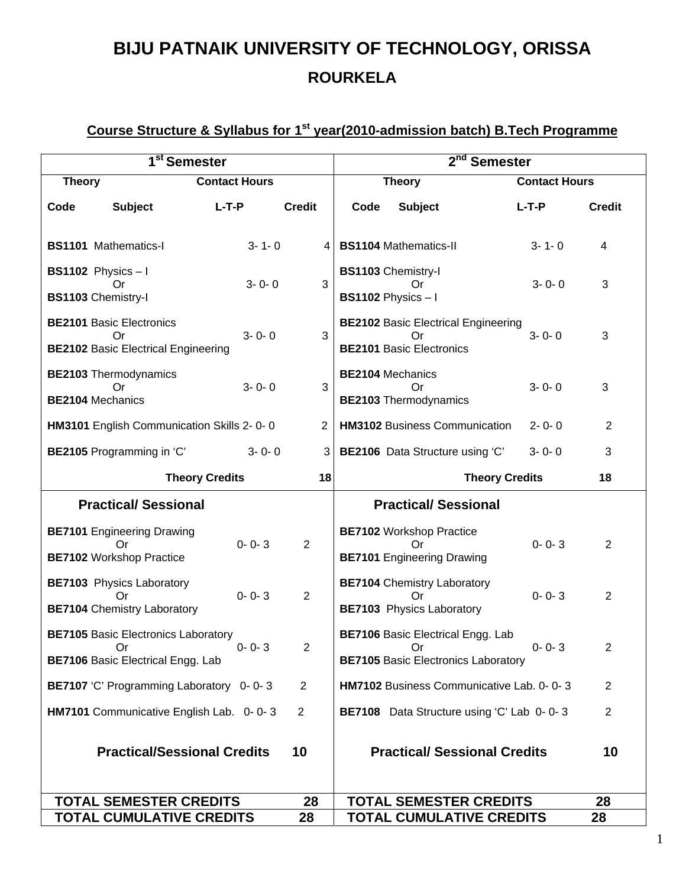# BIJU PATNAIK UNIVERSITY OF TECHNOLOGY, ORISSA

## ROURKELA

### Course Structure & Syllabus for 1st year(2010-admission batch) B.Tech Programme

| 1st Semester | | | | 2nd Semester | | | |
|---|---|---|---|---|---|---|---|
| **Theory** | | **Contact Hours** | | **Theory** | | **Contact Hours** | |
| **Code** | **Subject** | **L-T-P** | **Credit** | **Code** | **Subject** | **L-T-P** | **Credit** |
| **BS1101** | Mathematics-I | 3- 1- 0 | 4 | **BS1104** | Mathematics-II | 3- 1- 0 | 4 |
| **BS1102** Or **BS1103** | Physics – I Or Chemistry-I | 3- 0- 0 | 3 | **BS1103** Or **BS1102** | Chemistry-I Or Physics – I | 3- 0- 0 | 3 |
| **BE2101** Or **BE2102** | Basic Electronics Or Basic Electrical Engineering | 3- 0- 0 | 3 | **BE2102** Or **BE2101** | Basic Electrical Engineering Or Basic Electronics | 3- 0- 0 | 3 |
| **BE2103** Or **BE2104** | Thermodynamics Or Mechanics | 3- 0- 0 | 3 | **BE2104** Or **BE2103** | Mechanics Or Thermodynamics | 3- 0- 0 | 3 |
| **HM3101** | English Communication Skills | 2- 0- 0 | 2 | **HM3102** | Business Communication | 2- 0- 0 | 2 |
| **BE2105** | Programming in 'C' | 3- 0- 0 | 3 | **BE2106** | Data Structure using 'C' | 3- 0- 0 | 3 |
| | **Theory Credits** | | **18** | | **Theory Credits** | | **18** |
| **Practical/ Sessional** | | | | **Practical/ Sessional** | | | |
| **BE7101** Or **BE7102** | Engineering Drawing Or Workshop Practice | 0- 0- 3 | 2 | **BE7102** Or **BE7101** | Workshop Practice Or Engineering Drawing | 0- 0- 3 | 2 |
| **BE7103** Or **BE7104** | Physics Laboratory Or Chemistry Laboratory | 0- 0- 3 | 2 | **BE7104** Or **BE7103** | Chemistry Laboratory Or Physics Laboratory | 0- 0- 3 | 2 |
| **BE7105** Or **BE7106** | Basic Electronics Laboratory Or Basic Electrical Engg. Lab | 0- 0- 3 | 2 | **BE7106** Or **BE7105** | Basic Electrical Engg. Lab Or Basic Electronics Laboratory | 0- 0- 3 | 2 |
| **BE7107** | 'C' Programming Laboratory | 0- 0- 3 | 2 | **HM7102** | Business Communicative Lab. | 0- 0- 3 | 2 |
| **HM7101** | Communicative English Lab. | 0- 0- 3 | 2 | **BE7108** | Data Structure using 'C' Lab | 0- 0- 3 | 2 |
| | **Practical/Sessional Credits** | | **10** | | **Practical/ Sessional Credits** | | **10** |
| **TOTAL SEMESTER CREDITS** | | | **28** | **TOTAL SEMESTER CREDITS** | | | **28** |
| **TOTAL CUMULATIVE CREDITS** | | | **28** | **TOTAL CUMULATIVE CREDITS** | | | **28** |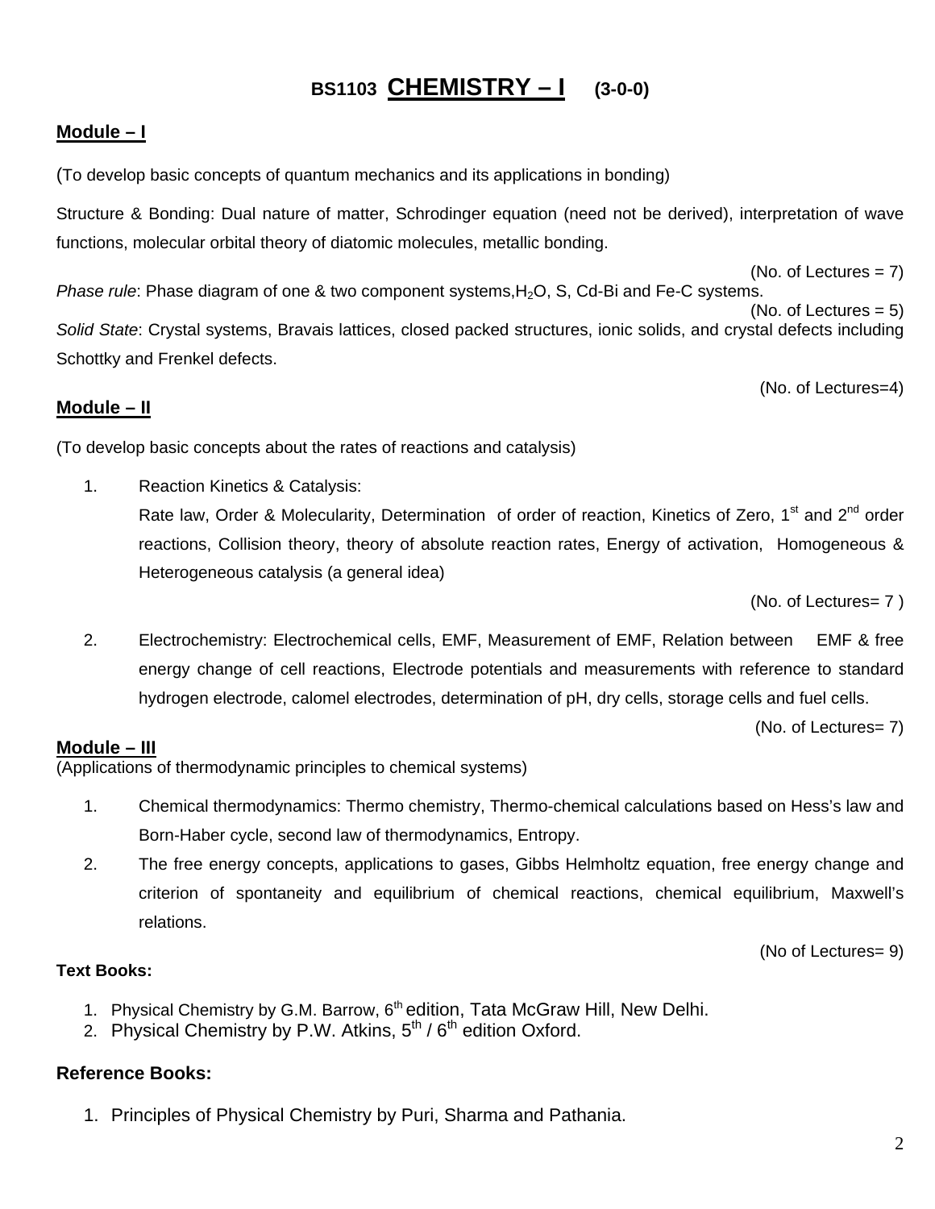# BS1103 CHEMISTRY – I (3-0-0)

## Module – I

(To develop basic concepts of quantum mechanics and its applications in bonding)

Structure & Bonding: Dual nature of matter, Schrodinger equation (need not be derived), interpretation of wave functions, molecular orbital theory of diatomic molecules, metallic bonding.

(No. of Lectures = 7)

*Phase rule*: Phase diagram of one & two component systems, $H_2O$, S, Cd-Bi and Fe-C systems.

(No. of Lectures = 5)

*Solid State*: Crystal systems, Bravais lattices, closed packed structures, ionic solids, and crystal defects including Schottky and Frenkel defects.

(No. of Lectures=4)

## Module – II

(To develop basic concepts about the rates of reactions and catalysis)

1. Reaction Kinetics & Catalysis:
   Rate law, Order & Molecularity, Determination of order of reaction, Kinetics of Zero, 1st and 2nd order reactions, Collision theory, theory of absolute reaction rates, Energy of activation, Homogeneous & Heterogeneous catalysis (a general idea)

   (No. of Lectures= 7 )

2. Electrochemistry: Electrochemical cells, EMF, Measurement of EMF, Relation between EMF & free energy change of cell reactions, Electrode potentials and measurements with reference to standard hydrogen electrode, calomel electrodes, determination of pH, dry cells, storage cells and fuel cells.

   (No. of Lectures= 7)

## Module – III

(Applications of thermodynamic principles to chemical systems)

1. Chemical thermodynamics: Thermo chemistry, Thermo-chemical calculations based on Hess's law and Born-Haber cycle, second law of thermodynamics, Entropy.
2. The free energy concepts, applications to gases, Gibbs Helmholtz equation, free energy change and criterion of spontaneity and equilibrium of chemical reactions, chemical equilibrium, Maxwell's relations.

(No of Lectures= 9)

**Text Books:**

1. Physical Chemistry by G.M. Barrow, 6th edition, Tata McGraw Hill, New Delhi.
2. Physical Chemistry by P.W. Atkins, 5th / 6th edition Oxford.

### Reference Books:

1. Principles of Physical Chemistry by Puri, Sharma and Pathania.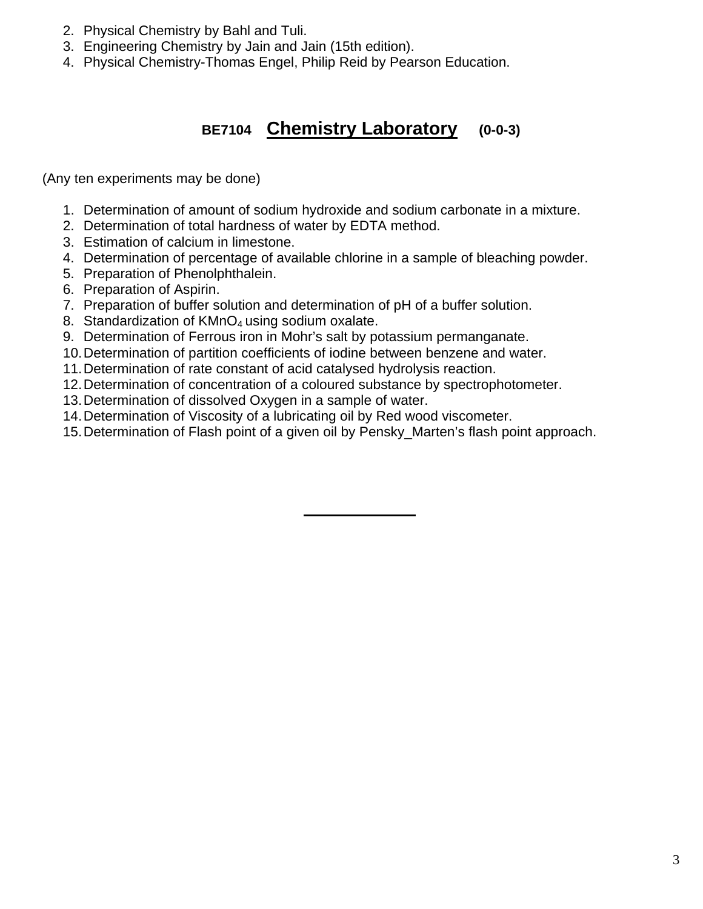2. Physical Chemistry by Bahl and Tuli.
3. Engineering Chemistry by Jain and Jain (15th edition).
4. Physical Chemistry-Thomas Engel, Philip Reid by Pearson Education.

## BE7104 <u>Chemistry Laboratory</u> (0-0-3)

(Any ten experiments may be done)

1. Determination of amount of sodium hydroxide and sodium carbonate in a mixture.
2. Determination of total hardness of water by EDTA method.
3. Estimation of calcium in limestone.
4. Determination of percentage of available chlorine in a sample of bleaching powder.
5. Preparation of Phenolphthalein.
6. Preparation of Aspirin.
7. Preparation of buffer solution and determination of pH of a buffer solution.
8. Standardization of $KMnO_4$ using sodium oxalate.
9. Determination of Ferrous iron in Mohr's salt by potassium permanganate.
10. Determination of partition coefficients of iodine between benzene and water.
11. Determination of rate constant of acid catalysed hydrolysis reaction.
12. Determination of concentration of a coloured substance by spectrophotometer.
13. Determination of dissolved Oxygen in a sample of water.
14. Determination of Viscosity of a lubricating oil by Red wood viscometer.
15. Determination of Flash point of a given oil by Pensky_Marten's flash point approach.

---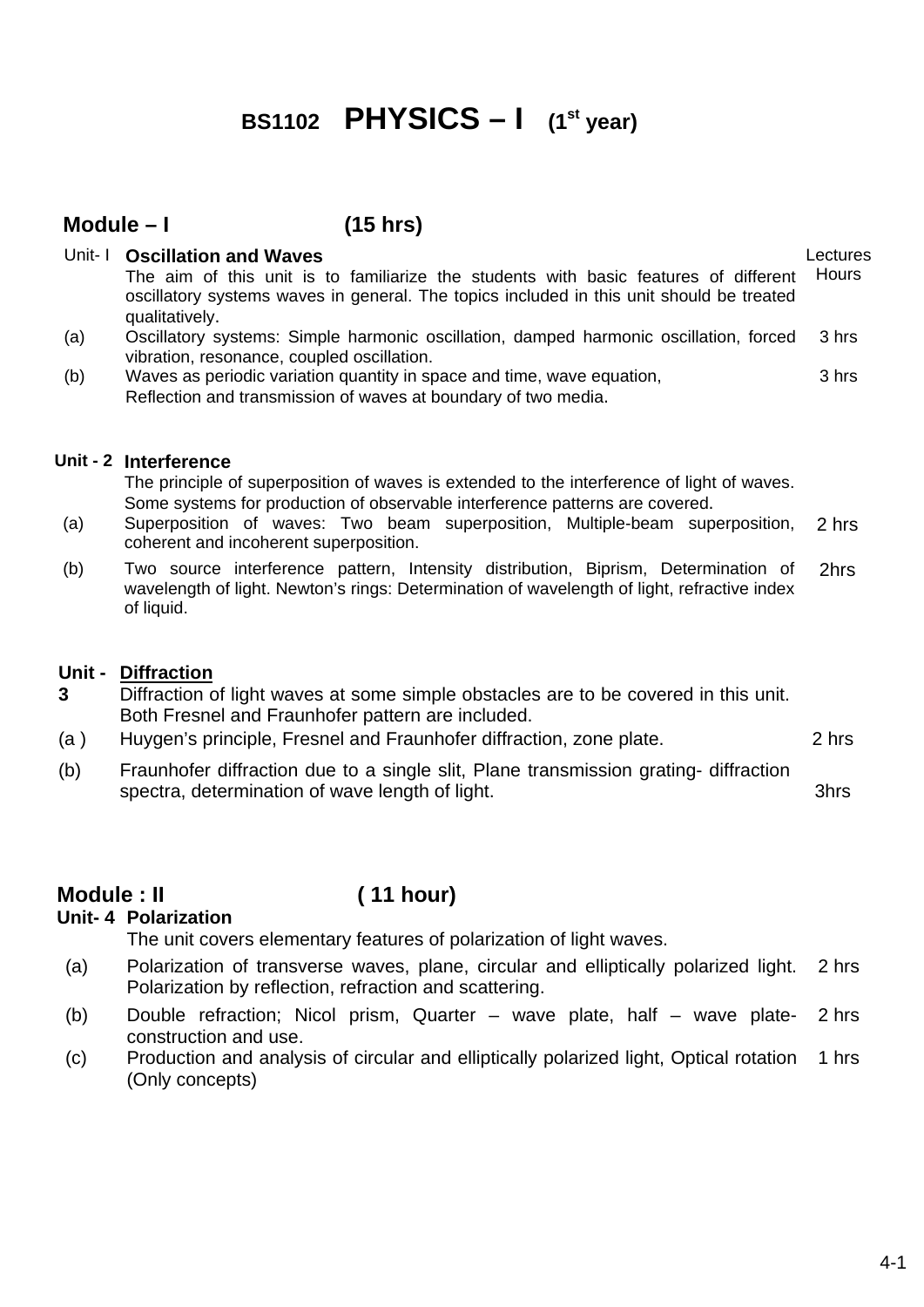# BS1102 PHYSICS – I (1st year)

## Module – I (15 hrs)

| | | Lectures Hours |
|---|---|---|
| Unit- I | **Oscillation and Waves**<br>The aim of this unit is to familiarize the students with basic features of different oscillatory systems waves in general. The topics included in this unit should be treated qualitatively. | |
| (a) | Oscillatory systems: Simple harmonic oscillation, damped harmonic oscillation, forced vibration, resonance, coupled oscillation. | 3 hrs |
| (b) | Waves as periodic variation quantity in space and time, wave equation, Reflection and transmission of waves at boundary of two media. | 3 hrs |
| **Unit - 2** | **Interference**<br>The principle of superposition of waves is extended to the interference of light of waves. Some systems for production of observable interference patterns are covered. | |
| (a) | Superposition of waves: Two beam superposition, Multiple-beam superposition, coherent and incoherent superposition. | 2 hrs |
| (b) | Two source interference pattern, Intensity distribution, Biprism, Determination of wavelength of light. Newton's rings: Determination of wavelength of light, refractive index of liquid. | 2hrs |
| **Unit - 3** | **Diffraction**<br>Diffraction of light waves at some simple obstacles are to be covered in this unit. Both Fresnel and Fraunhofer pattern are included. | |
| (a ) | Huygen's principle, Fresnel and Fraunhofer diffraction, zone plate. | 2 hrs |
| (b) | Fraunhofer diffraction due to a single slit, Plane transmission grating- diffraction spectra, determination of wave length of light. | 3hrs |

## Module : II ( 11 hour)

| | | |
|---|---|---|
| **Unit- 4** | **Polarization**<br>The unit covers elementary features of polarization of light waves. | |
| (a) | Polarization of transverse waves, plane, circular and elliptically polarized light. Polarization by reflection, refraction and scattering. | 2 hrs |
| (b) | Double refraction; Nicol prism, Quarter – wave plate, half – wave plate- construction and use. | 2 hrs |
| (c) | Production and analysis of circular and elliptically polarized light, Optical rotation (Only concepts) | 1 hrs |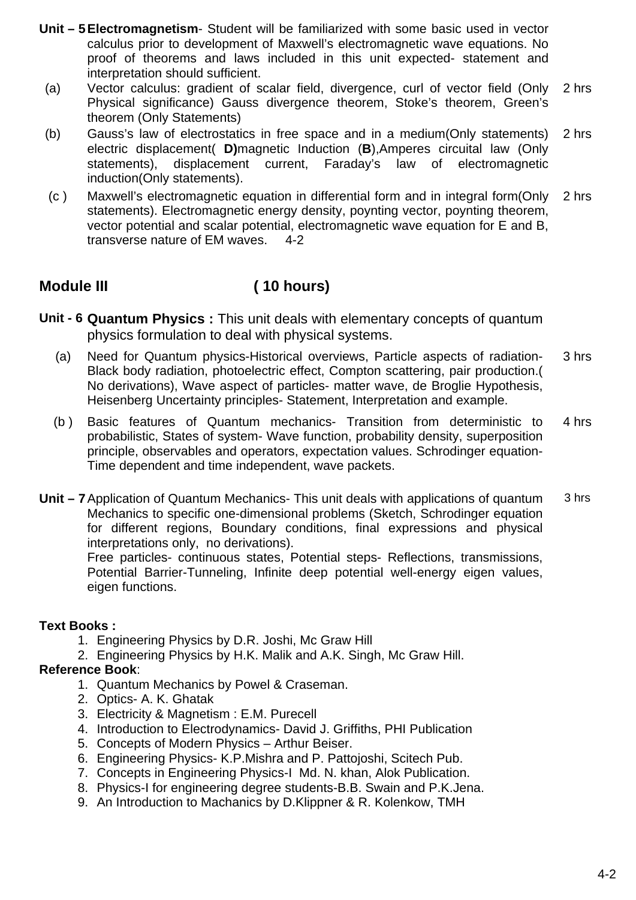**Unit – 5** **Electromagnetism**- Student will be familiarized with some basic used in vector calculus prior to development of Maxwell's electromagnetic wave equations. No proof of theorems and laws included in this unit expected- statement and interpretation should sufficient.

(a) Vector calculus: gradient of scalar field, divergence, curl of vector field (Only Physical significance) Gauss divergence theorem, Stoke's theorem, Green's theorem (Only Statements) — 2 hrs

(b) Gauss's law of electrostatics in free space and in a medium(Only statements) electric displacement( **D)**magnetic Induction (**B**),Amperes circuital law (Only statements), displacement current, Faraday's law of electromagnetic induction(Only statements). — 2 hrs

(c ) Maxwell's electromagnetic equation in differential form and in integral form(Only statements). Electromagnetic energy density, poynting vector, poynting theorem, vector potential and scalar potential, electromagnetic wave equation for E and B, transverse nature of EM waves. 4-2 — 2 hrs

## Module III ( 10 hours)

**Unit - 6** **Quantum Physics :** This unit deals with elementary concepts of quantum physics formulation to deal with physical systems.

(a) Need for Quantum physics-Historical overviews, Particle aspects of radiation- Black body radiation, photoelectric effect, Compton scattering, pair production.( No derivations), Wave aspect of particles- matter wave, de Broglie Hypothesis, Heisenberg Uncertainty principles- Statement, Interpretation and example. — 3 hrs

(b ) Basic features of Quantum mechanics- Transition from deterministic to probabilistic, States of system- Wave function, probability density, superposition principle, observables and operators, expectation values. Schrodinger equation- Time dependent and time independent, wave packets. — 4 hrs

**Unit – 7** Application of Quantum Mechanics- This unit deals with applications of quantum Mechanics to specific one-dimensional problems (Sketch, Schrodinger equation for different regions, Boundary conditions, final expressions and physical interpretations only, no derivations). — 3 hrs
Free particles- continuous states, Potential steps- Reflections, transmissions, Potential Barrier-Tunneling, Infinite deep potential well-energy eigen values, eigen functions.

**Text Books :**

1. Engineering Physics by D.R. Joshi, Mc Graw Hill
2. Engineering Physics by H.K. Malik and A.K. Singh, Mc Graw Hill.

**Reference Book**:

1. Quantum Mechanics by Powel & Craseman.
2. Optics- A. K. Ghatak
3. Electricity & Magnetism : E.M. Purecell
4. Introduction to Electrodynamics- David J. Griffiths, PHI Publication
5. Concepts of Modern Physics – Arthur Beiser.
6. Engineering Physics- K.P.Mishra and P. Pattojoshi, Scitech Pub.
7. Concepts in Engineering Physics-I Md. N. khan, Alok Publication.
8. Physics-I for engineering degree students-B.B. Swain and P.K.Jena.
9. An Introduction to Machanics by D.Klippner & R. Kolenkow, TMH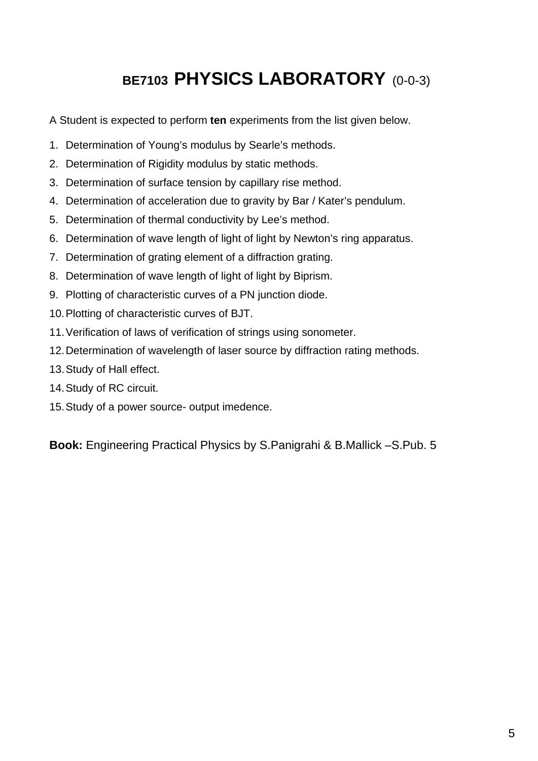# BE7103 PHYSICS LABORATORY (0-0-3)

A Student is expected to perform **ten** experiments from the list given below.

1. Determination of Young's modulus by Searle's methods.
2. Determination of Rigidity modulus by static methods.
3. Determination of surface tension by capillary rise method.
4. Determination of acceleration due to gravity by Bar / Kater's pendulum.
5. Determination of thermal conductivity by Lee's method.
6. Determination of wave length of light of light by Newton's ring apparatus.
7. Determination of grating element of a diffraction grating.
8. Determination of wave length of light of light by Biprism.
9. Plotting of characteristic curves of a PN junction diode.
10. Plotting of characteristic curves of BJT.
11. Verification of laws of verification of strings using sonometer.
12. Determination of wavelength of laser source by diffraction rating methods.
13. Study of Hall effect.
14. Study of RC circuit.
15. Study of a power source- output imedence.

**Book:** Engineering Practical Physics by S.Panigrahi & B.Mallick –S.Pub. 5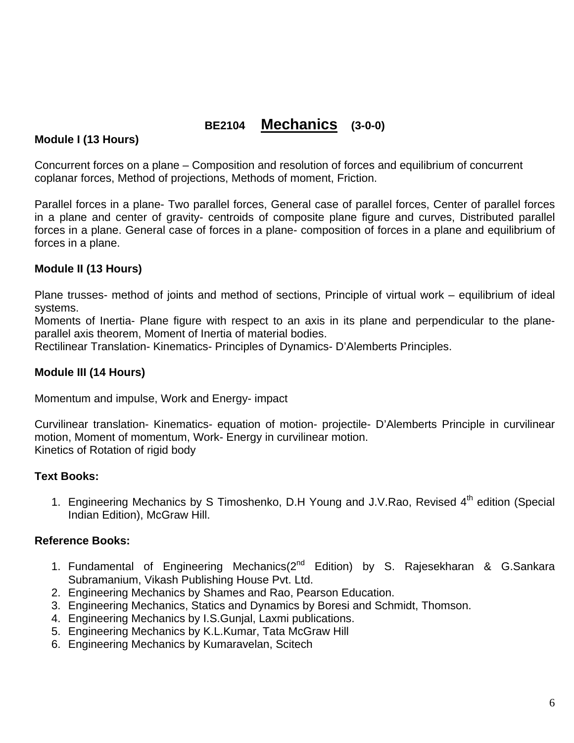## BE2104 Mechanics (3-0-0)

**Module I (13 Hours)**

Concurrent forces on a plane – Composition and resolution of forces and equilibrium of concurrent coplanar forces, Method of projections, Methods of moment, Friction.

Parallel forces in a plane- Two parallel forces, General case of parallel forces, Center of parallel forces in a plane and center of gravity- centroids of composite plane figure and curves, Distributed parallel forces in a plane. General case of forces in a plane- composition of forces in a plane and equilibrium of forces in a plane.

**Module II (13 Hours)**

Plane trusses- method of joints and method of sections, Principle of virtual work – equilibrium of ideal systems.
Moments of Inertia- Plane figure with respect to an axis in its plane and perpendicular to the plane-parallel axis theorem, Moment of Inertia of material bodies.
Rectilinear Translation- Kinematics- Principles of Dynamics- D'Alemberts Principles.

**Module III (14 Hours)**

Momentum and impulse, Work and Energy- impact

Curvilinear translation- Kinematics- equation of motion- projectile- D'Alemberts Principle in curvilinear motion, Moment of momentum, Work- Energy in curvilinear motion.
Kinetics of Rotation of rigid body

**Text Books:**

1. Engineering Mechanics by S Timoshenko, D.H Young and J.V.Rao, Revised 4th edition (Special Indian Edition), McGraw Hill.

**Reference Books:**

1. Fundamental of Engineering Mechanics(2nd Edition) by S. Rajesekharan & G.Sankara Subramanium, Vikash Publishing House Pvt. Ltd.
2. Engineering Mechanics by Shames and Rao, Pearson Education.
3. Engineering Mechanics, Statics and Dynamics by Boresi and Schmidt, Thomson.
4. Engineering Mechanics by I.S.Gunjal, Laxmi publications.
5. Engineering Mechanics by K.L.Kumar, Tata McGraw Hill
6. Engineering Mechanics by Kumaravelan, Scitech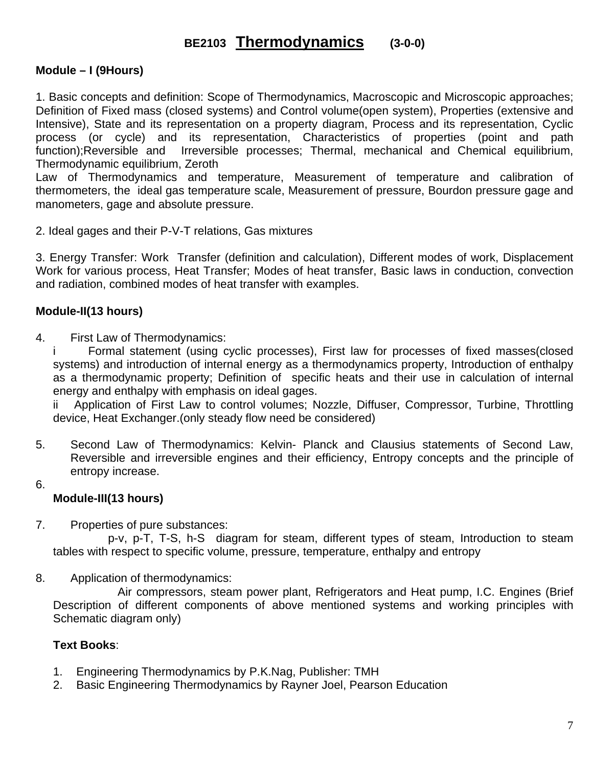# BE2103 Thermodynamics (3-0-0)

**Module – I (9Hours)**

1. Basic concepts and definition: Scope of Thermodynamics, Macroscopic and Microscopic approaches; Definition of Fixed mass (closed systems) and Control volume(open system), Properties (extensive and Intensive), State and its representation on a property diagram, Process and its representation, Cyclic process (or cycle) and its representation, Characteristics of properties (point and path function);Reversible and Irreversible processes; Thermal, mechanical and Chemical equilibrium, Thermodynamic equilibrium, Zeroth
Law of Thermodynamics and temperature, Measurement of temperature and calibration of thermometers, the ideal gas temperature scale, Measurement of pressure, Bourdon pressure gage and manometers, gage and absolute pressure.

2. Ideal gages and their P-V-T relations, Gas mixtures

3. Energy Transfer: Work Transfer (definition and calculation), Different modes of work, Displacement Work for various process, Heat Transfer; Modes of heat transfer, Basic laws in conduction, convection and radiation, combined modes of heat transfer with examples.

**Module-II(13 hours)**

4. First Law of Thermodynamics:
   i Formal statement (using cyclic processes), First law for processes of fixed masses(closed systems) and introduction of internal energy as a thermodynamics property, Introduction of enthalpy as a thermodynamic property; Definition of specific heats and their use in calculation of internal energy and enthalpy with emphasis on ideal gages.
   ii Application of First Law to control volumes; Nozzle, Diffuser, Compressor, Turbine, Throttling device, Heat Exchanger.(only steady flow need be considered)

5. Second Law of Thermodynamics: Kelvin- Planck and Clausius statements of Second Law, Reversible and irreversible engines and their efficiency, Entropy concepts and the principle of entropy increase.

6.

**Module-III(13 hours)**

7. Properties of pure substances:
   p-v, p-T, T-S, h-S diagram for steam, different types of steam, Introduction to steam tables with respect to specific volume, pressure, temperature, enthalpy and entropy

8. Application of thermodynamics:
   Air compressors, steam power plant, Refrigerators and Heat pump, I.C. Engines (Brief Description of different components of above mentioned systems and working principles with Schematic diagram only)

**Text Books**:

1. Engineering Thermodynamics by P.K.Nag, Publisher: TMH
2. Basic Engineering Thermodynamics by Rayner Joel, Pearson Education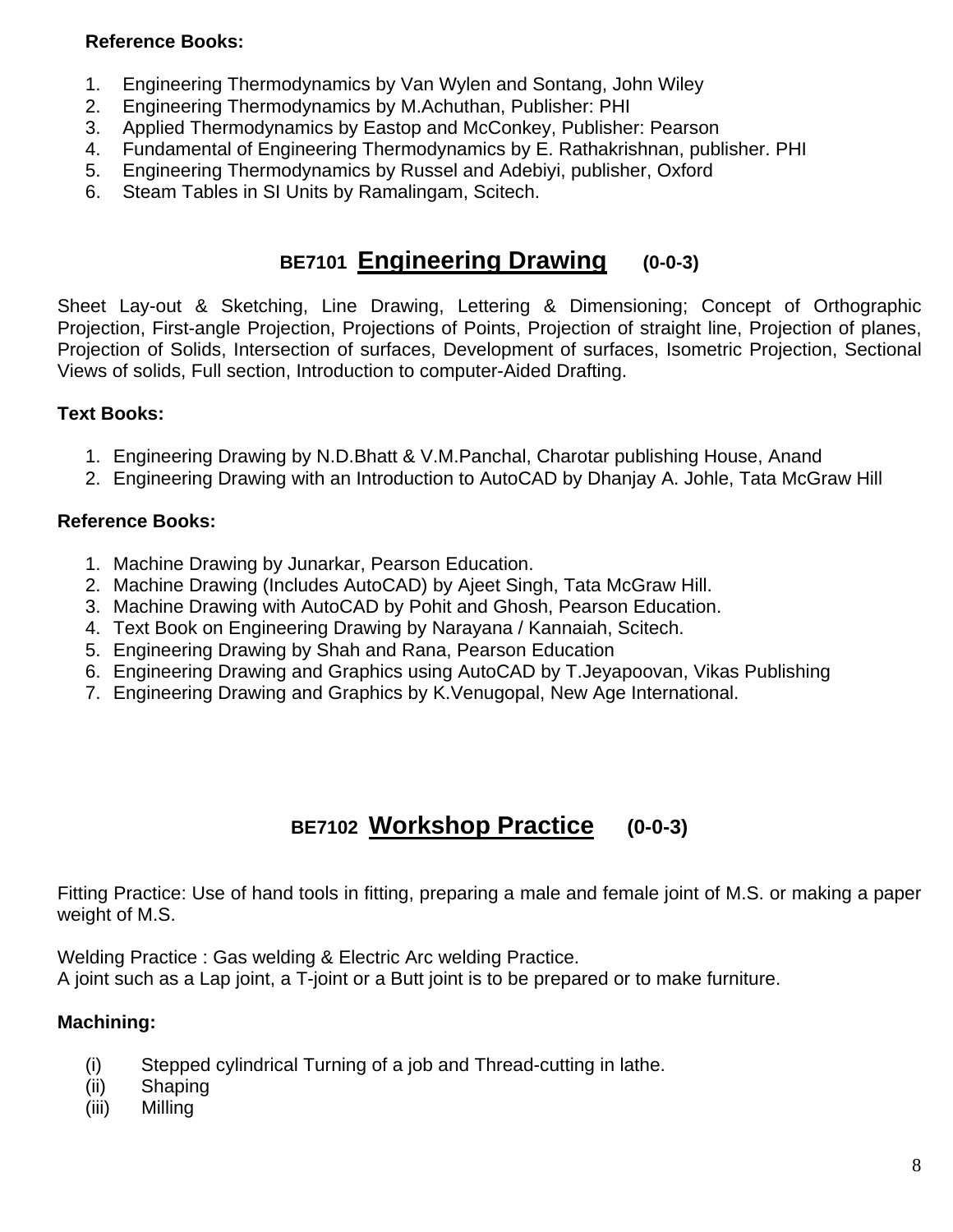**Reference Books:**

1. Engineering Thermodynamics by Van Wylen and Sontang, John Wiley
2. Engineering Thermodynamics by M.Achuthan, Publisher: PHI
3. Applied Thermodynamics by Eastop and McConkey, Publisher: Pearson
4. Fundamental of Engineering Thermodynamics by E. Rathakrishnan, publisher. PHI
5. Engineering Thermodynamics by Russel and Adebiyi, publisher, Oxford
6. Steam Tables in SI Units by Ramalingam, Scitech.

## BE7101 Engineering Drawing (0-0-3)

Sheet Lay-out & Sketching, Line Drawing, Lettering & Dimensioning; Concept of Orthographic Projection, First-angle Projection, Projections of Points, Projection of straight line, Projection of planes, Projection of Solids, Intersection of surfaces, Development of surfaces, Isometric Projection, Sectional Views of solids, Full section, Introduction to computer-Aided Drafting.

**Text Books:**

1. Engineering Drawing by N.D.Bhatt & V.M.Panchal, Charotar publishing House, Anand
2. Engineering Drawing with an Introduction to AutoCAD by Dhanjay A. Johle, Tata McGraw Hill

**Reference Books:**

1. Machine Drawing by Junarkar, Pearson Education.
2. Machine Drawing (Includes AutoCAD) by Ajeet Singh, Tata McGraw Hill.
3. Machine Drawing with AutoCAD by Pohit and Ghosh, Pearson Education.
4. Text Book on Engineering Drawing by Narayana / Kannaiah, Scitech.
5. Engineering Drawing by Shah and Rana, Pearson Education
6. Engineering Drawing and Graphics using AutoCAD by T.Jeyapoovan, Vikas Publishing
7. Engineering Drawing and Graphics by K.Venugopal, New Age International.

## BE7102 Workshop Practice (0-0-3)

Fitting Practice: Use of hand tools in fitting, preparing a male and female joint of M.S. or making a paper weight of M.S.

Welding Practice : Gas welding & Electric Arc welding Practice.
A joint such as a Lap joint, a T-joint or a Butt joint is to be prepared or to make furniture.

**Machining:**

(i) Stepped cylindrical Turning of a job and Thread-cutting in lathe.
(ii) Shaping
(iii) Milling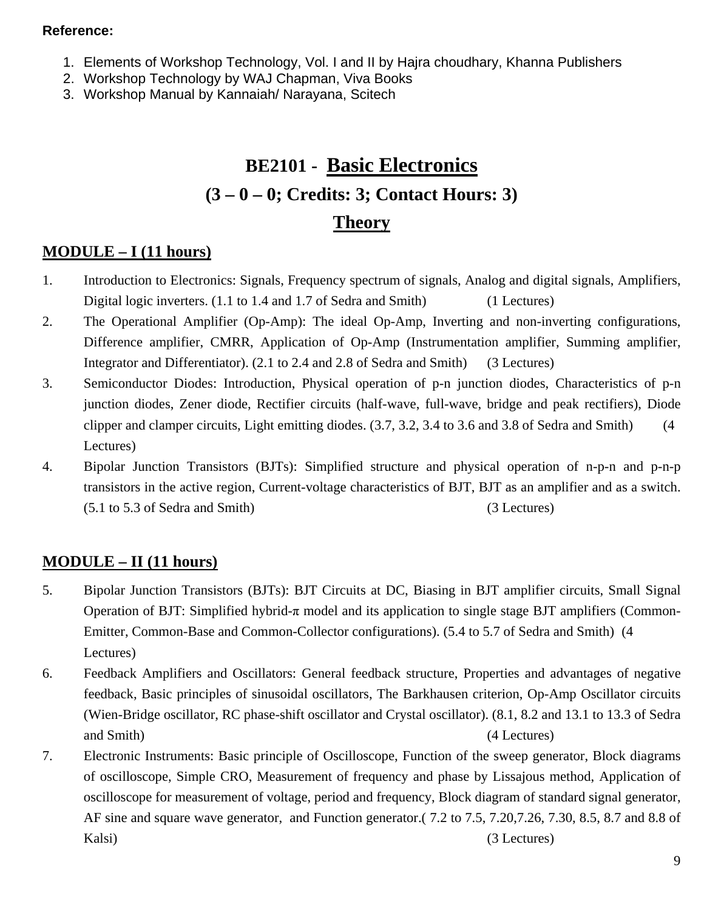**Reference:**

1. Elements of Workshop Technology, Vol. I and II by Hajra choudhary, Khanna Publishers
2. Workshop Technology by WAJ Chapman, Viva Books
3. Workshop Manual by Kannaiah/ Narayana, Scitech

# BE2101 - Basic Electronics

## (3 – 0 – 0; Credits: 3; Contact Hours: 3)

## Theory

### MODULE – I (11 hours)

1. Introduction to Electronics: Signals, Frequency spectrum of signals, Analog and digital signals, Amplifiers, Digital logic inverters. (1.1 to 1.4 and 1.7 of Sedra and Smith) (1 Lectures)
2. The Operational Amplifier (Op-Amp): The ideal Op-Amp, Inverting and non-inverting configurations, Difference amplifier, CMRR, Application of Op-Amp (Instrumentation amplifier, Summing amplifier, Integrator and Differentiator). (2.1 to 2.4 and 2.8 of Sedra and Smith) (3 Lectures)
3. Semiconductor Diodes: Introduction, Physical operation of p-n junction diodes, Characteristics of p-n junction diodes, Zener diode, Rectifier circuits (half-wave, full-wave, bridge and peak rectifiers), Diode clipper and clamper circuits, Light emitting diodes. (3.7, 3.2, 3.4 to 3.6 and 3.8 of Sedra and Smith) (4 Lectures)
4. Bipolar Junction Transistors (BJTs): Simplified structure and physical operation of n-p-n and p-n-p transistors in the active region, Current-voltage characteristics of BJT, BJT as an amplifier and as a switch. (5.1 to 5.3 of Sedra and Smith) (3 Lectures)

### MODULE – II (11 hours)

5. Bipolar Junction Transistors (BJTs): BJT Circuits at DC, Biasing in BJT amplifier circuits, Small Signal Operation of BJT: Simplified hybrid-$\pi$ model and its application to single stage BJT amplifiers (Common-Emitter, Common-Base and Common-Collector configurations). (5.4 to 5.7 of Sedra and Smith) (4 Lectures)
6. Feedback Amplifiers and Oscillators: General feedback structure, Properties and advantages of negative feedback, Basic principles of sinusoidal oscillators, The Barkhausen criterion, Op-Amp Oscillator circuits (Wien-Bridge oscillator, RC phase-shift oscillator and Crystal oscillator). (8.1, 8.2 and 13.1 to 13.3 of Sedra and Smith) (4 Lectures)
7. Electronic Instruments: Basic principle of Oscilloscope, Function of the sweep generator, Block diagrams of oscilloscope, Simple CRO, Measurement of frequency and phase by Lissajous method, Application of oscilloscope for measurement of voltage, period and frequency, Block diagram of standard signal generator, AF sine and square wave generator, and Function generator.( 7.2 to 7.5, 7.20,7.26, 7.30, 8.5, 8.7 and 8.8 of Kalsi) (3 Lectures)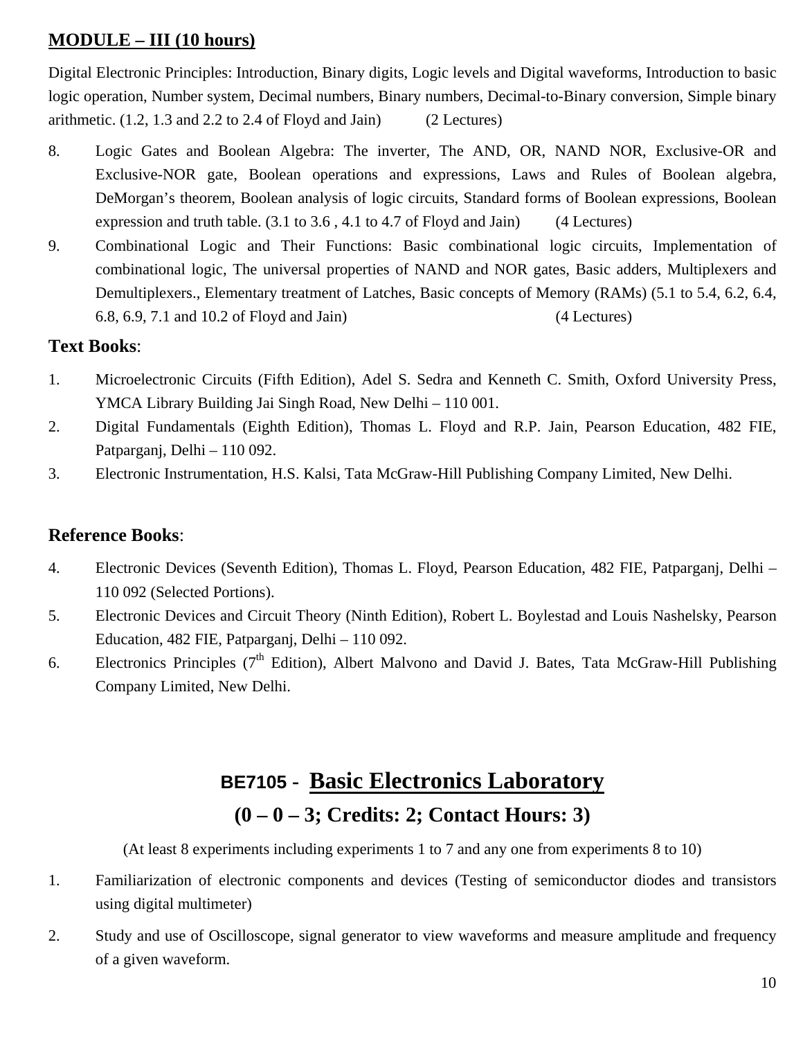**MODULE – III (10 hours)**

Digital Electronic Principles: Introduction, Binary digits, Logic levels and Digital waveforms, Introduction to basic logic operation, Number system, Decimal numbers, Binary numbers, Decimal-to-Binary conversion, Simple binary arithmetic. (1.2, 1.3 and 2.2 to 2.4 of Floyd and Jain) (2 Lectures)

8. Logic Gates and Boolean Algebra: The inverter, The AND, OR, NAND NOR, Exclusive-OR and Exclusive-NOR gate, Boolean operations and expressions, Laws and Rules of Boolean algebra, DeMorgan's theorem, Boolean analysis of logic circuits, Standard forms of Boolean expressions, Boolean expression and truth table. (3.1 to 3.6 , 4.1 to 4.7 of Floyd and Jain) (4 Lectures)
9. Combinational Logic and Their Functions: Basic combinational logic circuits, Implementation of combinational logic, The universal properties of NAND and NOR gates, Basic adders, Multiplexers and Demultiplexers., Elementary treatment of Latches, Basic concepts of Memory (RAMs) (5.1 to 5.4, 6.2, 6.4, 6.8, 6.9, 7.1 and 10.2 of Floyd and Jain) (4 Lectures)

**Text Books**:

1. Microelectronic Circuits (Fifth Edition), Adel S. Sedra and Kenneth C. Smith, Oxford University Press, YMCA Library Building Jai Singh Road, New Delhi – 110 001.
2. Digital Fundamentals (Eighth Edition), Thomas L. Floyd and R.P. Jain, Pearson Education, 482 FIE, Patparganj, Delhi – 110 092.
3. Electronic Instrumentation, H.S. Kalsi, Tata McGraw-Hill Publishing Company Limited, New Delhi.

**Reference Books**:

4. Electronic Devices (Seventh Edition), Thomas L. Floyd, Pearson Education, 482 FIE, Patparganj, Delhi – 110 092 (Selected Portions).
5. Electronic Devices and Circuit Theory (Ninth Edition), Robert L. Boylestad and Louis Nashelsky, Pearson Education, 482 FIE, Patparganj, Delhi – 110 092.
6. Electronics Principles (7th Edition), Albert Malvono and David J. Bates, Tata McGraw-Hill Publishing Company Limited, New Delhi.

## BE7105 - Basic Electronics Laboratory

## (0 – 0 – 3; Credits: 2; Contact Hours: 3)

(At least 8 experiments including experiments 1 to 7 and any one from experiments 8 to 10)

1. Familiarization of electronic components and devices (Testing of semiconductor diodes and transistors using digital multimeter)
2. Study and use of Oscilloscope, signal generator to view waveforms and measure amplitude and frequency of a given waveform.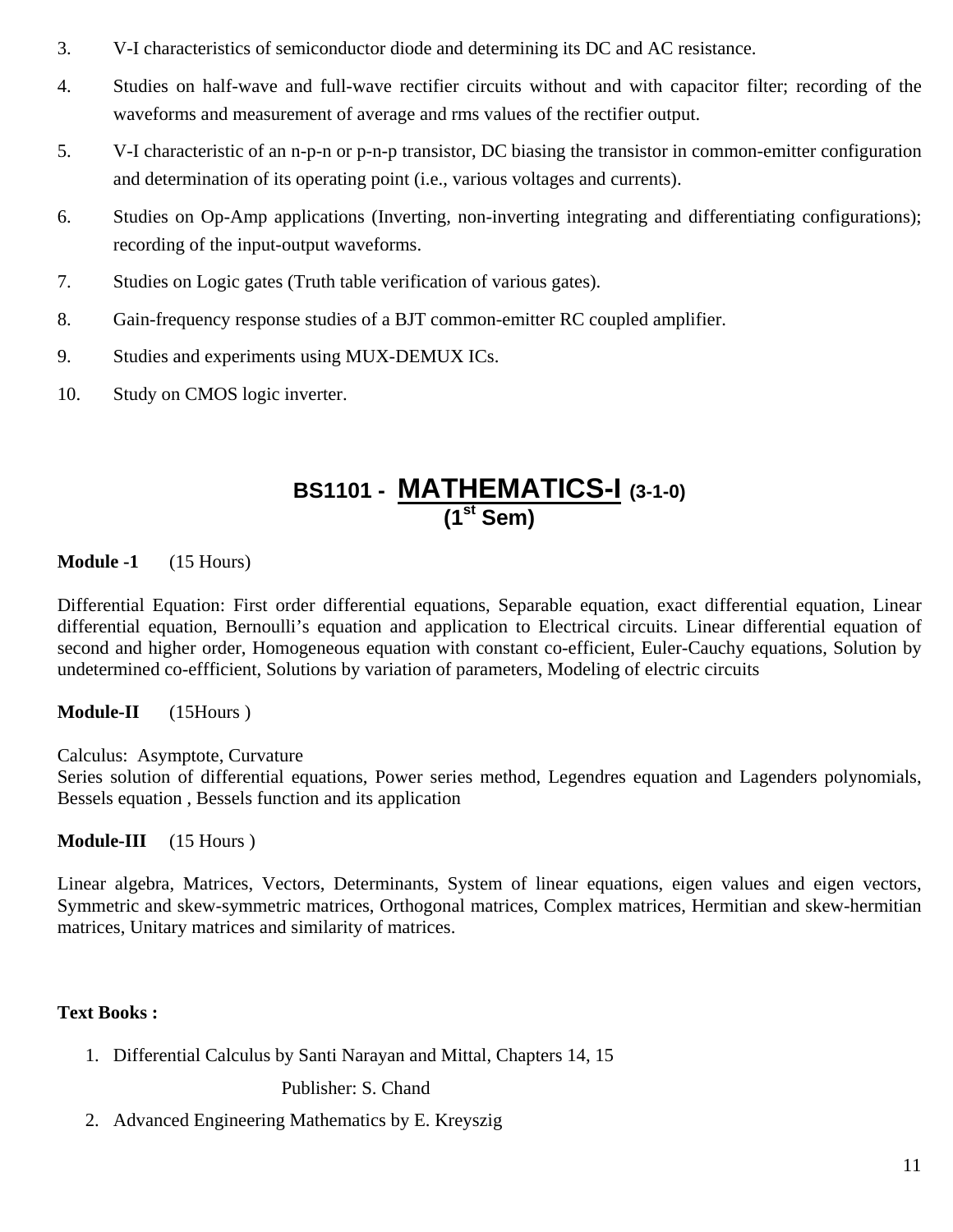3. V-I characteristics of semiconductor diode and determining its DC and AC resistance.
4. Studies on half-wave and full-wave rectifier circuits without and with capacitor filter; recording of the waveforms and measurement of average and rms values of the rectifier output.
5. V-I characteristic of an n-p-n or p-n-p transistor, DC biasing the transistor in common-emitter configuration and determination of its operating point (i.e., various voltages and currents).
6. Studies on Op-Amp applications (Inverting, non-inverting integrating and differentiating configurations); recording of the input-output waveforms.
7. Studies on Logic gates (Truth table verification of various gates).
8. Gain-frequency response studies of a BJT common-emitter RC coupled amplifier.
9. Studies and experiments using MUX-DEMUX ICs.
10. Study on CMOS logic inverter.

## BS1101 - MATHEMATICS-I (3-1-0)
## (1st Sem)

**Module -1** (15 Hours)

Differential Equation: First order differential equations, Separable equation, exact differential equation, Linear differential equation, Bernoulli's equation and application to Electrical circuits. Linear differential equation of second and higher order, Homogeneous equation with constant co-efficient, Euler-Cauchy equations, Solution by undetermined co-effficient, Solutions by variation of parameters, Modeling of electric circuits

**Module-II** (15Hours )

Calculus: Asymptote, Curvature
Series solution of differential equations, Power series method, Legendres equation and Lagenders polynomials, Bessels equation , Bessels function and its application

**Module-III** (15 Hours )

Linear algebra, Matrices, Vectors, Determinants, System of linear equations, eigen values and eigen vectors, Symmetric and skew-symmetric matrices, Orthogonal matrices, Complex matrices, Hermitian and skew-hermitian matrices, Unitary matrices and similarity of matrices.

**Text Books :**

1. Differential Calculus by Santi Narayan and Mittal, Chapters 14, 15

   Publisher: S. Chand

2. Advanced Engineering Mathematics by E. Kreyszig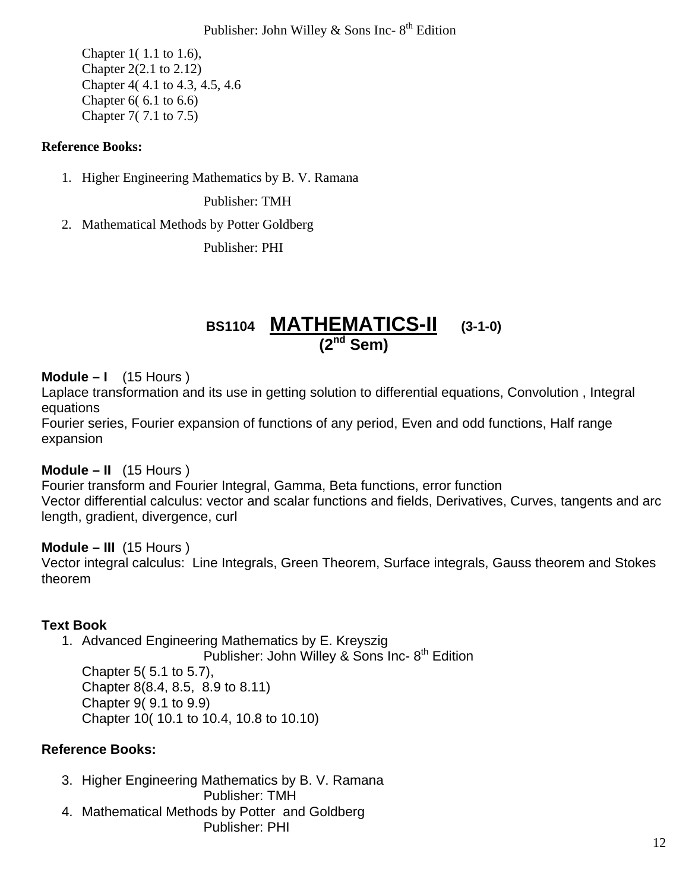Publisher: John Willey & Sons Inc- 8th Edition

Chapter 1( 1.1 to 1.6),
Chapter 2(2.1 to 2.12)
Chapter 4( 4.1 to 4.3, 4.5, 4.6
Chapter 6( 6.1 to 6.6)
Chapter 7( 7.1 to 7.5)

**Reference Books:**

1. Higher Engineering Mathematics by B. V. Ramana

   Publisher: TMH

2. Mathematical Methods by Potter Goldberg

   Publisher: PHI

## BS1104 MATHEMATICS-II (3-1-0)
## (2nd Sem)

**Module – I** (15 Hours )
Laplace transformation and its use in getting solution to differential equations, Convolution , Integral equations
Fourier series, Fourier expansion of functions of any period, Even and odd functions, Half range expansion

**Module – II** (15 Hours )
Fourier transform and Fourier Integral, Gamma, Beta functions, error function
Vector differential calculus: vector and scalar functions and fields, Derivatives, Curves, tangents and arc length, gradient, divergence, curl

**Module – III** (15 Hours )
Vector integral calculus: Line Integrals, Green Theorem, Surface integrals, Gauss theorem and Stokes theorem

**Text Book**

1. Advanced Engineering Mathematics by E. Kreyszig
   Publisher: John Willey & Sons Inc- 8th Edition
   Chapter 5( 5.1 to 5.7),
   Chapter 8(8.4, 8.5, 8.9 to 8.11)
   Chapter 9( 9.1 to 9.9)
   Chapter 10( 10.1 to 10.4, 10.8 to 10.10)

**Reference Books:**

3. Higher Engineering Mathematics by B. V. Ramana
   Publisher: TMH
4. Mathematical Methods by Potter and Goldberg
   Publisher: PHI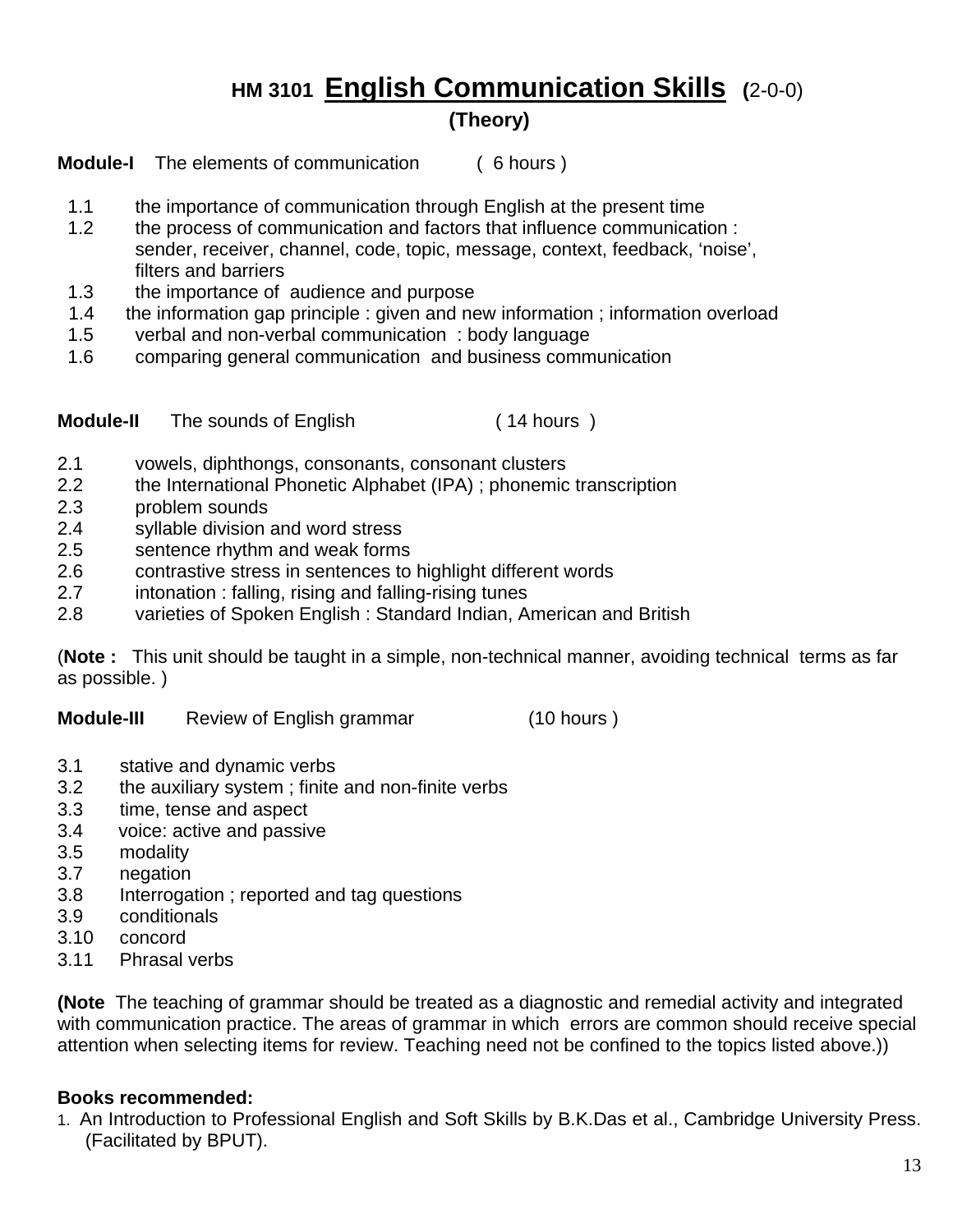# HM 3101 English Communication Skills (2-0-0)

## (Theory)

**Module-I** The elements of communication ( 6 hours )

1.1 the importance of communication through English at the present time
1.2 the process of communication and factors that influence communication : sender, receiver, channel, code, topic, message, context, feedback, 'noise', filters and barriers
1.3 the importance of audience and purpose
1.4 the information gap principle : given and new information ; information overload
1.5 verbal and non-verbal communication : body language
1.6 comparing general communication and business communication

**Module-II** The sounds of English ( 14 hours )

2.1 vowels, diphthongs, consonants, consonant clusters
2.2 the International Phonetic Alphabet (IPA) ; phonemic transcription
2.3 problem sounds
2.4 syllable division and word stress
2.5 sentence rhythm and weak forms
2.6 contrastive stress in sentences to highlight different words
2.7 intonation : falling, rising and falling-rising tunes
2.8 varieties of Spoken English : Standard Indian, American and British

(**Note :** This unit should be taught in a simple, non-technical manner, avoiding technical terms as far as possible. )

**Module-III** Review of English grammar (10 hours )

3.1 stative and dynamic verbs
3.2 the auxiliary system ; finite and non-finite verbs
3.3 time, tense and aspect
3.4 voice: active and passive
3.5 modality
3.7 negation
3.8 Interrogation ; reported and tag questions
3.9 conditionals
3.10 concord
3.11 Phrasal verbs

(**Note** The teaching of grammar should be treated as a diagnostic and remedial activity and integrated with communication practice. The areas of grammar in which errors are common should receive special attention when selecting items for review. Teaching need not be confined to the topics listed above.))

**Books recommended:**

1. An Introduction to Professional English and Soft Skills by B.K.Das et al., Cambridge University Press. (Facilitated by BPUT).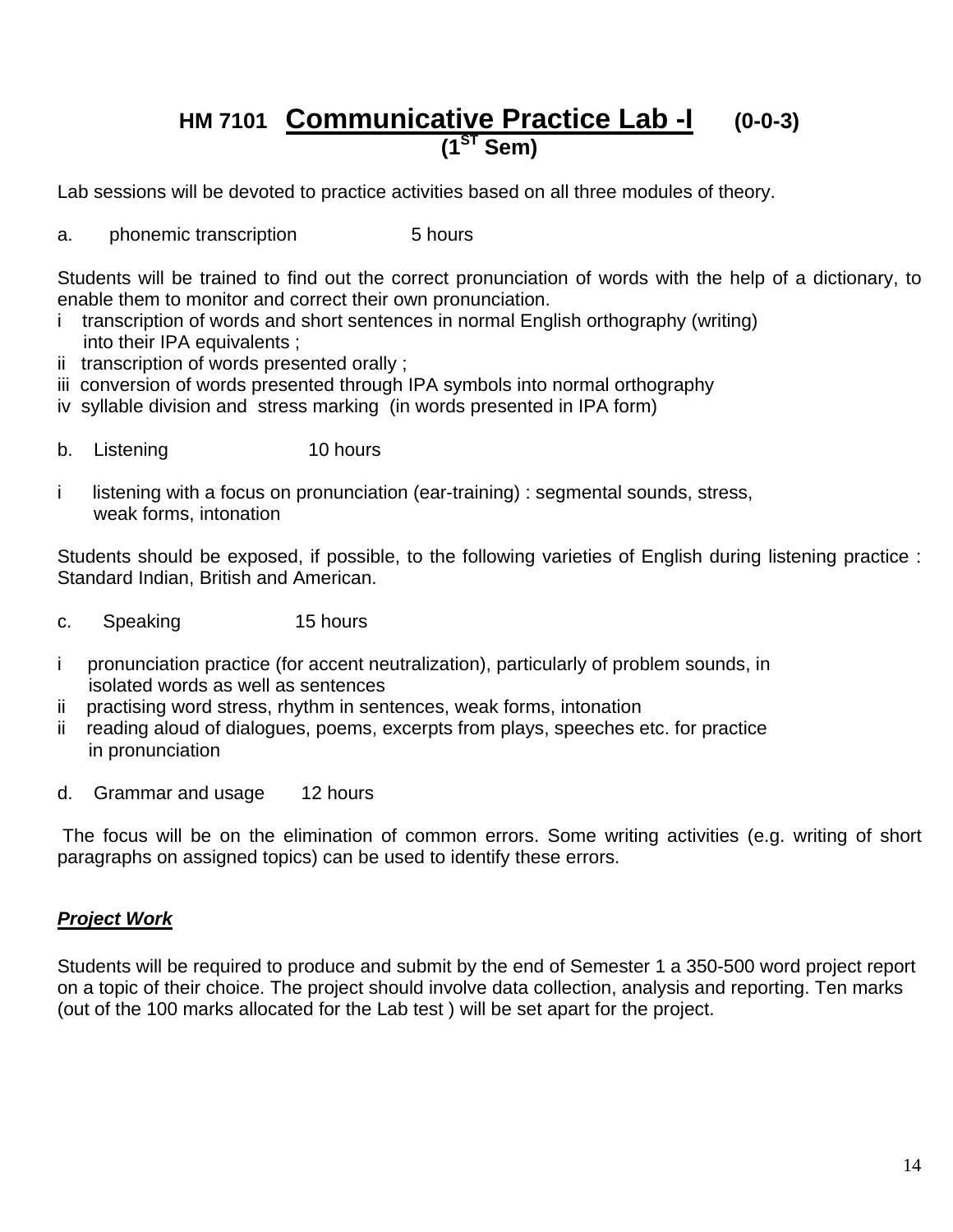# HM 7101 Communicative Practice Lab -I (0-0-3)

**(1ST Sem)**

Lab sessions will be devoted to practice activities based on all three modules of theory.

a. phonemic transcription 5 hours

Students will be trained to find out the correct pronunciation of words with the help of a dictionary, to enable them to monitor and correct their own pronunciation.

i transcription of words and short sentences in normal English orthography (writing) into their IPA equivalents ;
ii transcription of words presented orally ;
iii conversion of words presented through IPA symbols into normal orthography
iv syllable division and stress marking (in words presented in IPA form)

b. Listening 10 hours

i listening with a focus on pronunciation (ear-training) : segmental sounds, stress, weak forms, intonation

Students should be exposed, if possible, to the following varieties of English during listening practice : Standard Indian, British and American.

c. Speaking 15 hours

i pronunciation practice (for accent neutralization), particularly of problem sounds, in isolated words as well as sentences
ii practising word stress, rhythm in sentences, weak forms, intonation
ii reading aloud of dialogues, poems, excerpts from plays, speeches etc. for practice in pronunciation

d. Grammar and usage 12 hours

The focus will be on the elimination of common errors. Some writing activities (e.g. writing of short paragraphs on assigned topics) can be used to identify these errors.

***Project Work***

Students will be required to produce and submit by the end of Semester 1 a 350-500 word project report on a topic of their choice. The project should involve data collection, analysis and reporting. Ten marks (out of the 100 marks allocated for the Lab test ) will be set apart for the project.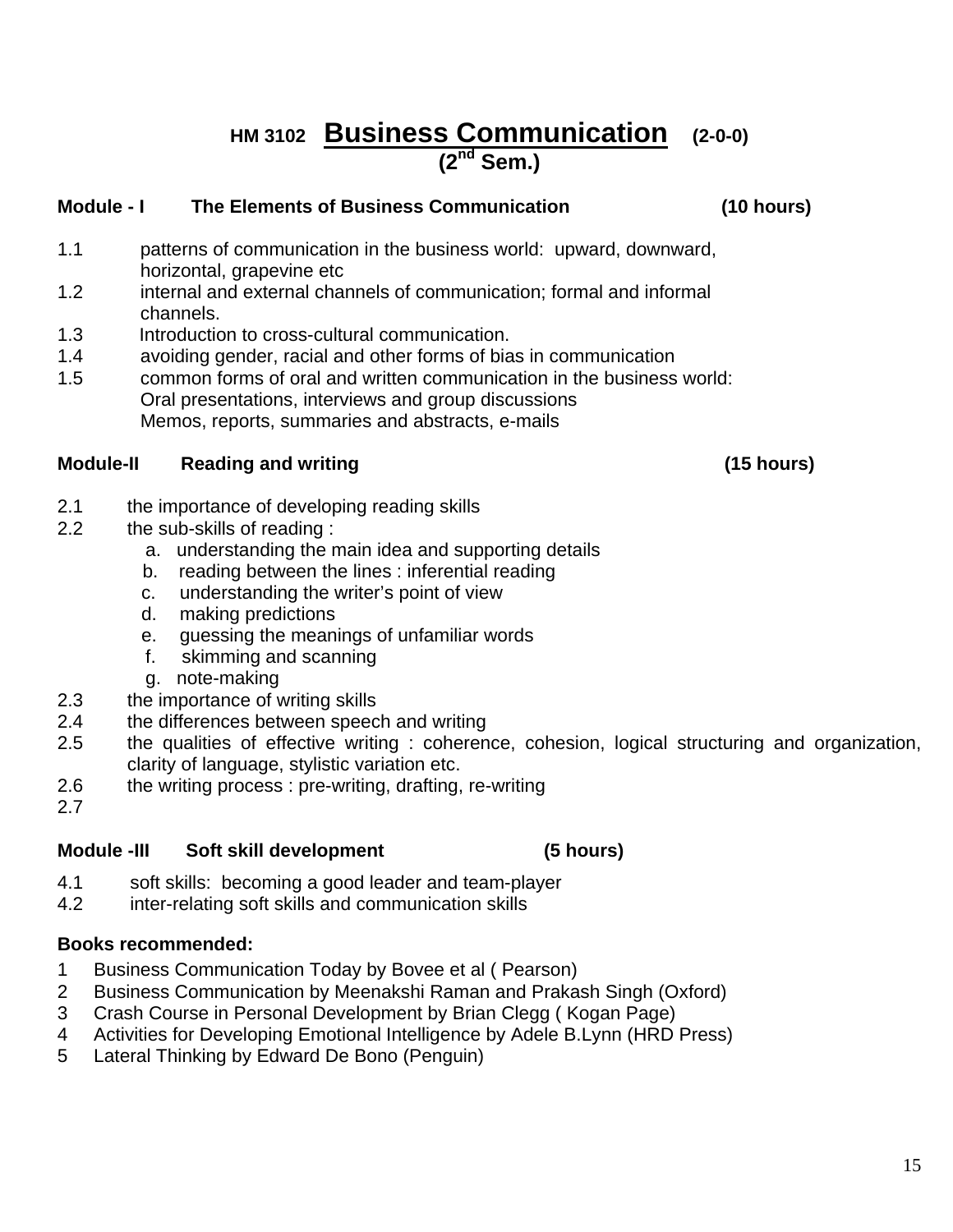# HM 3102 **Business Communication** (2-0-0)
## (2nd Sem.)

### Module - I The Elements of Business Communication (10 hours)

1.1 patterns of communication in the business world: upward, downward, horizontal, grapevine etc

1.2 internal and external channels of communication; formal and informal channels.

1.3 Introduction to cross-cultural communication.

1.4 avoiding gender, racial and other forms of bias in communication

1.5 common forms of oral and written communication in the business world:
Oral presentations, interviews and group discussions
Memos, reports, summaries and abstracts, e-mails

### Module-II Reading and writing (15 hours)

2.1 the importance of developing reading skills

2.2 the sub-skills of reading :

- a. understanding the main idea and supporting details
- b. reading between the lines : inferential reading
- c. understanding the writer's point of view
- d. making predictions
- e. guessing the meanings of unfamiliar words
- f. skimming and scanning
- g. note-making

2.3 the importance of writing skills

2.4 the differences between speech and writing

2.5 the qualities of effective writing : coherence, cohesion, logical structuring and organization, clarity of language, stylistic variation etc.

2.6 the writing process : pre-writing, drafting, re-writing

2.7

### Module -III Soft skill development (5 hours)

4.1 soft skills: becoming a good leader and team-player

4.2 inter-relating soft skills and communication skills

**Books recommended:**

1 Business Communication Today by Bovee et al ( Pearson)

2 Business Communication by Meenakshi Raman and Prakash Singh (Oxford)

3 Crash Course in Personal Development by Brian Clegg ( Kogan Page)

4 Activities for Developing Emotional Intelligence by Adele B.Lynn (HRD Press)

5 Lateral Thinking by Edward De Bono (Penguin)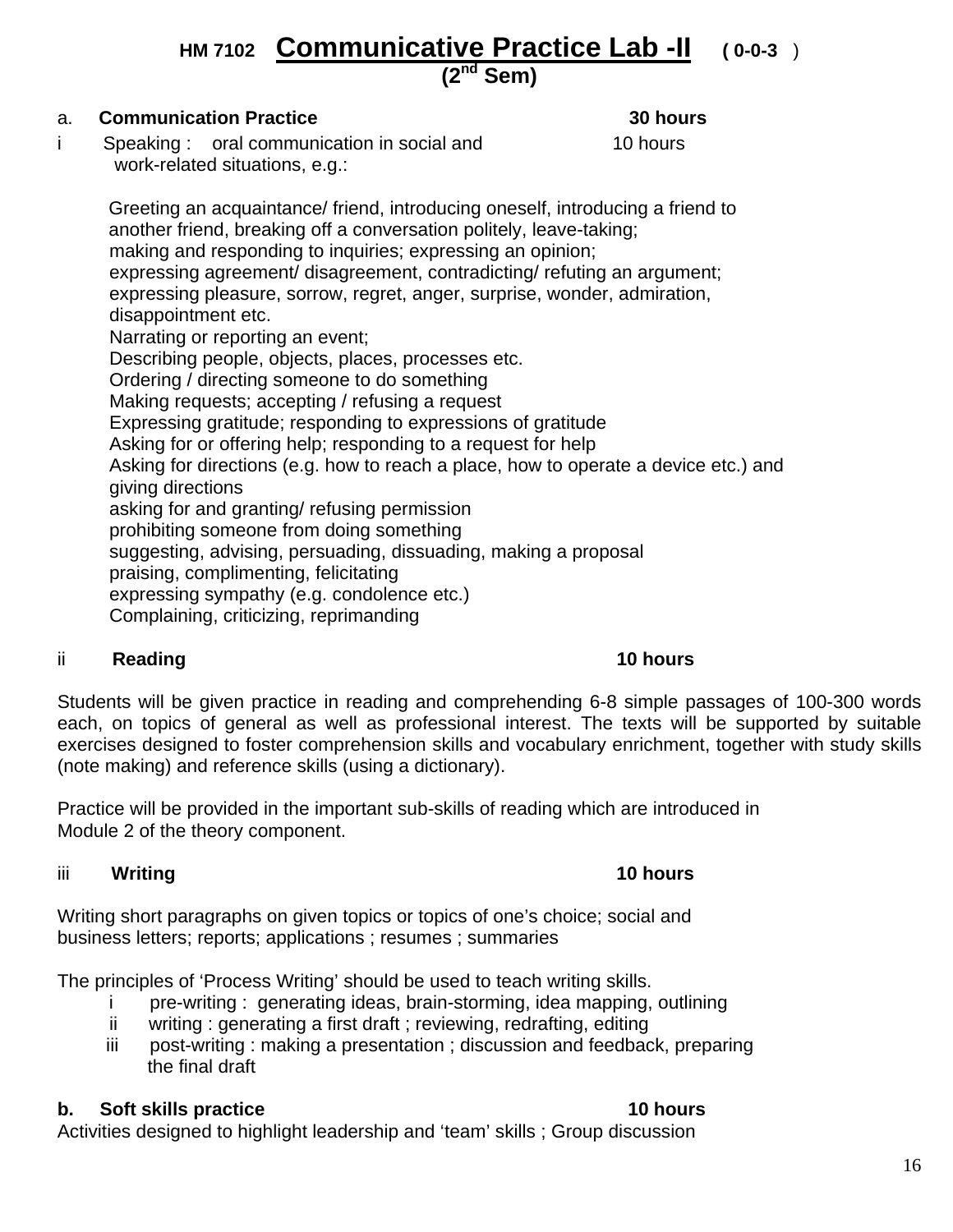# HM 7102 Communicative Practice Lab -II ( 0-0-3 )

## (2nd Sem)

**a. Communication Practice** **30 hours**

i Speaking : oral communication in social and work-related situations, e.g.: 10 hours

Greeting an acquaintance/ friend, introducing oneself, introducing a friend to another friend, breaking off a conversation politely, leave-taking;
making and responding to inquiries; expressing an opinion;
expressing agreement/ disagreement, contradicting/ refuting an argument;
expressing pleasure, sorrow, regret, anger, surprise, wonder, admiration, disappointment etc.
Narrating or reporting an event;
Describing people, objects, places, processes etc.
Ordering / directing someone to do something
Making requests; accepting / refusing a request
Expressing gratitude; responding to expressions of gratitude
Asking for or offering help; responding to a request for help
Asking for directions (e.g. how to reach a place, how to operate a device etc.) and giving directions
asking for and granting/ refusing permission
prohibiting someone from doing something
suggesting, advising, persuading, dissuading, making a proposal
praising, complimenting, felicitating
expressing sympathy (e.g. condolence etc.)
Complaining, criticizing, reprimanding

ii **Reading** **10 hours**

Students will be given practice in reading and comprehending 6-8 simple passages of 100-300 words each, on topics of general as well as professional interest. The texts will be supported by suitable exercises designed to foster comprehension skills and vocabulary enrichment, together with study skills (note making) and reference skills (using a dictionary).

Practice will be provided in the important sub-skills of reading which are introduced in Module 2 of the theory component.

iii **Writing** **10 hours**

Writing short paragraphs on given topics or topics of one's choice; social and business letters; reports; applications ; resumes ; summaries

The principles of 'Process Writing' should be used to teach writing skills.

- i pre-writing : generating ideas, brain-storming, idea mapping, outlining
- ii writing : generating a first draft ; reviewing, redrafting, editing
- iii post-writing : making a presentation ; discussion and feedback, preparing the final draft

**b. Soft skills practice** **10 hours**

Activities designed to highlight leadership and 'team' skills ; Group discussion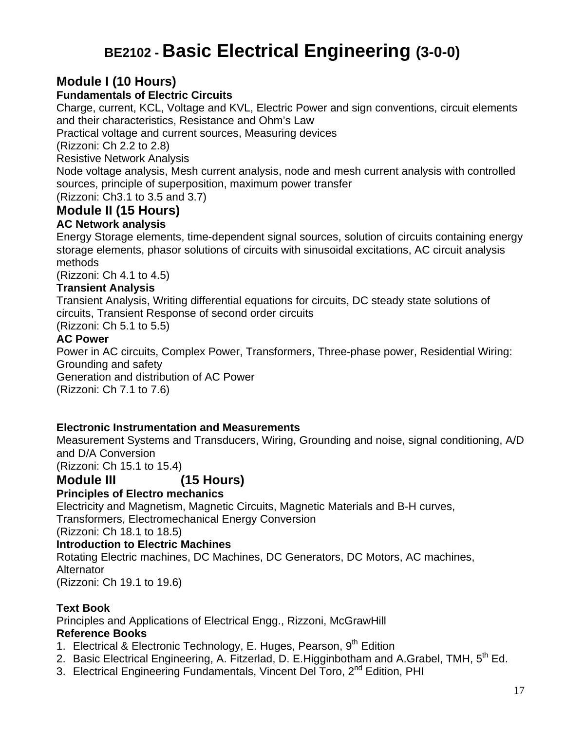# BE2102 - Basic Electrical Engineering (3-0-0)

## Module I (10 Hours)

### Fundamentals of Electric Circuits

Charge, current, KCL, Voltage and KVL, Electric Power and sign conventions, circuit elements and their characteristics, Resistance and Ohm's Law

Practical voltage and current sources, Measuring devices

(Rizzoni: Ch 2.2 to 2.8)

Resistive Network Analysis

Node voltage analysis, Mesh current analysis, node and mesh current analysis with controlled sources, principle of superposition, maximum power transfer

(Rizzoni: Ch3.1 to 3.5 and 3.7)

## Module II (15 Hours)

### AC Network analysis

Energy Storage elements, time-dependent signal sources, solution of circuits containing energy storage elements, phasor solutions of circuits with sinusoidal excitations, AC circuit analysis methods

(Rizzoni: Ch 4.1 to 4.5)

### Transient Analysis

Transient Analysis, Writing differential equations for circuits, DC steady state solutions of circuits, Transient Response of second order circuits

(Rizzoni: Ch 5.1 to 5.5)

### AC Power

Power in AC circuits, Complex Power, Transformers, Three-phase power, Residential Wiring: Grounding and safety

Generation and distribution of AC Power

(Rizzoni: Ch 7.1 to 7.6)

### Electronic Instrumentation and Measurements

Measurement Systems and Transducers, Wiring, Grounding and noise, signal conditioning, A/D and D/A Conversion

(Rizzoni: Ch 15.1 to 15.4)

## Module III (15 Hours)

### Principles of Electro mechanics

Electricity and Magnetism, Magnetic Circuits, Magnetic Materials and B-H curves, Transformers, Electromechanical Energy Conversion

(Rizzoni: Ch 18.1 to 18.5)

### Introduction to Electric Machines

Rotating Electric machines, DC Machines, DC Generators, DC Motors, AC machines, Alternator

(Rizzoni: Ch 19.1 to 19.6)

### Text Book

Principles and Applications of Electrical Engg., Rizzoni, McGrawHill

### Reference Books

1. Electrical & Electronic Technology, E. Huges, Pearson, 9th Edition
2. Basic Electrical Engineering, A. Fitzerlad, D. E.Higginbotham and A.Grabel, TMH, 5th Ed.
3. Electrical Engineering Fundamentals, Vincent Del Toro, 2nd Edition, PHI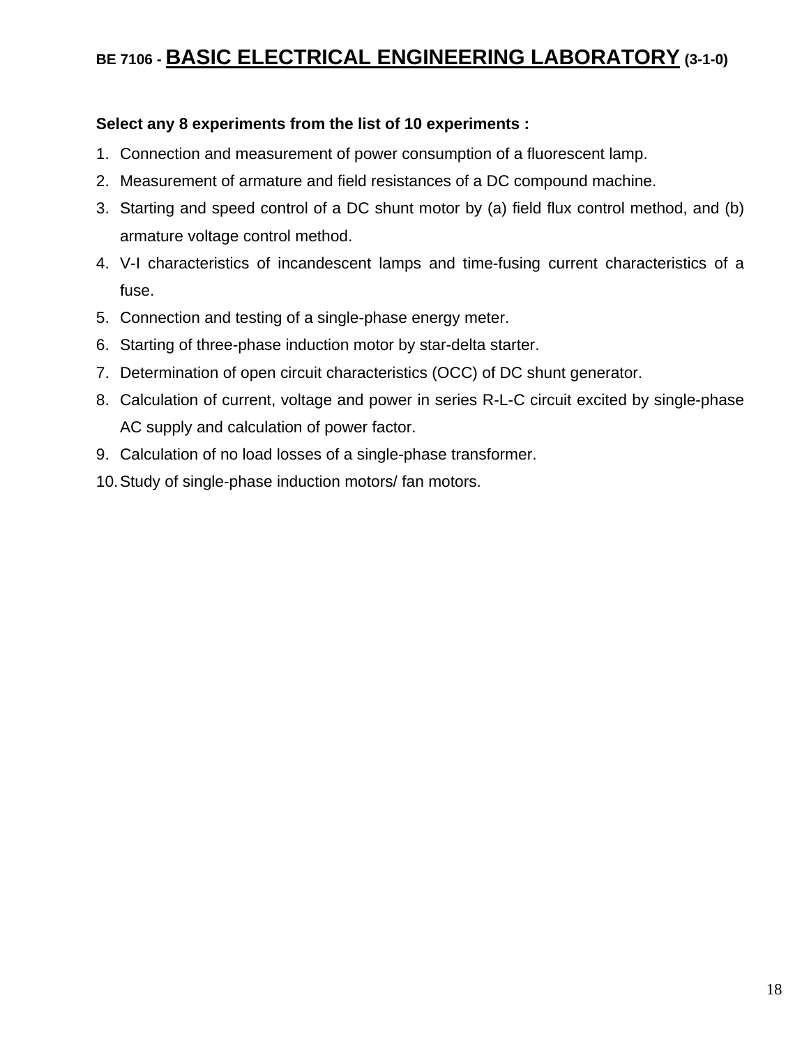# BE 7106 - <u>BASIC ELECTRICAL ENGINEERING LABORATORY</u> (3-1-0)

**Select any 8 experiments from the list of 10 experiments :**

1. Connection and measurement of power consumption of a fluorescent lamp.
2. Measurement of armature and field resistances of a DC compound machine.
3. Starting and speed control of a DC shunt motor by (a) field flux control method, and (b) armature voltage control method.
4. V-I characteristics of incandescent lamps and time-fusing current characteristics of a fuse.
5. Connection and testing of a single-phase energy meter.
6. Starting of three-phase induction motor by star-delta starter.
7. Determination of open circuit characteristics (OCC) of DC shunt generator.
8. Calculation of current, voltage and power in series R-L-C circuit excited by single-phase AC supply and calculation of power factor.
9. Calculation of no load losses of a single-phase transformer.
10. Study of single-phase induction motors/ fan motors.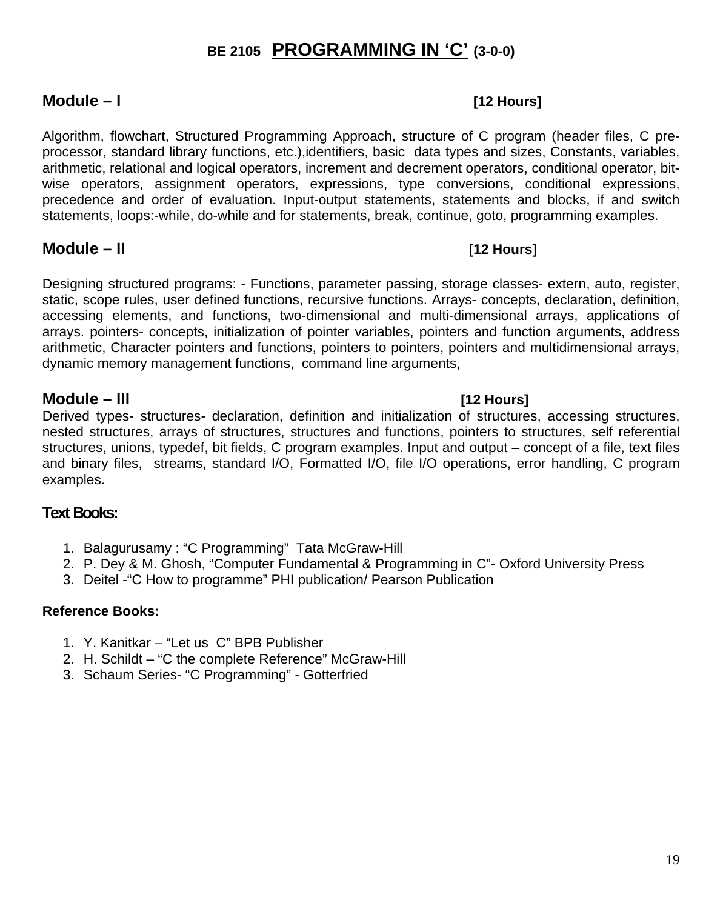# BE 2105 **PROGRAMMING IN 'C'** (3-0-0)

## Module – I [12 Hours]

Algorithm, flowchart, Structured Programming Approach, structure of C program (header files, C pre-processor, standard library functions, etc.),identifiers, basic data types and sizes, Constants, variables, arithmetic, relational and logical operators, increment and decrement operators, conditional operator, bit-wise operators, assignment operators, expressions, type conversions, conditional expressions, precedence and order of evaluation. Input-output statements, statements and blocks, if and switch statements, loops:-while, do-while and for statements, break, continue, goto, programming examples.

## Module – II [12 Hours]

Designing structured programs: - Functions, parameter passing, storage classes- extern, auto, register, static, scope rules, user defined functions, recursive functions. Arrays- concepts, declaration, definition, accessing elements, and functions, two-dimensional and multi-dimensional arrays, applications of arrays. pointers- concepts, initialization of pointer variables, pointers and function arguments, address arithmetic, Character pointers and functions, pointers to pointers, pointers and multidimensional arrays, dynamic memory management functions, command line arguments,

## Module – III [12 Hours]

Derived types- structures- declaration, definition and initialization of structures, accessing structures, nested structures, arrays of structures, structures and functions, pointers to structures, self referential structures, unions, typedef, bit fields, C program examples. Input and output – concept of a file, text files and binary files, streams, standard I/O, Formatted I/O, file I/O operations, error handling, C program examples.

### Text Books:

1. Balagurusamy : "C Programming" Tata McGraw-Hill
2. P. Dey & M. Ghosh, "Computer Fundamental & Programming in C"- Oxford University Press
3. Deitel -"C How to programme" PHI publication/ Pearson Publication

**Reference Books:**

1. Y. Kanitkar – "Let us C" BPB Publisher
2. H. Schildt – "C the complete Reference" McGraw-Hill
3. Schaum Series- "C Programming" - Gotterfried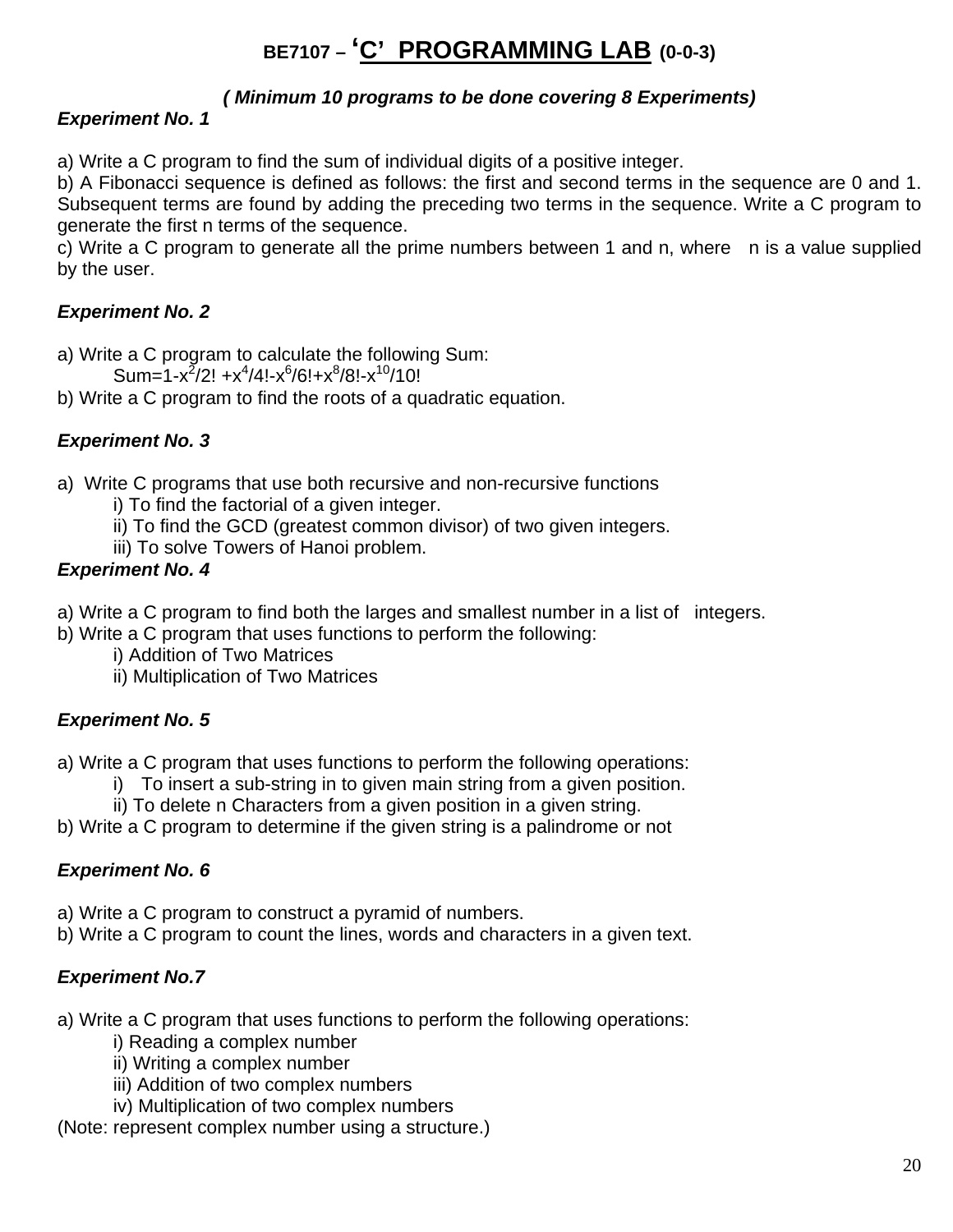# BE7107 – 'C' PROGRAMMING LAB (0-0-3)

***( Minimum 10 programs to be done covering 8 Experiments)***

***Experiment No. 1***

a) Write a C program to find the sum of individual digits of a positive integer.

b) A Fibonacci sequence is defined as follows: the first and second terms in the sequence are 0 and 1. Subsequent terms are found by adding the preceding two terms in the sequence. Write a C program to generate the first n terms of the sequence.

c) Write a C program to generate all the prime numbers between 1 and n, where n is a value supplied by the user.

***Experiment No. 2***

a) Write a C program to calculate the following Sum:

Sum=$1-x^2/2! +x^4/4!-x^6/6!+x^8/8!-x^{10}/10!$

b) Write a C program to find the roots of a quadratic equation.

***Experiment No. 3***

a) Write C programs that use both recursive and non-recursive functions

i) To find the factorial of a given integer.

ii) To find the GCD (greatest common divisor) of two given integers.

iii) To solve Towers of Hanoi problem.

***Experiment No. 4***

a) Write a C program to find both the larges and smallest number in a list of integers.

b) Write a C program that uses functions to perform the following:

i) Addition of Two Matrices

ii) Multiplication of Two Matrices

***Experiment No. 5***

a) Write a C program that uses functions to perform the following operations:

i) To insert a sub-string in to given main string from a given position.

ii) To delete n Characters from a given position in a given string.

b) Write a C program to determine if the given string is a palindrome or not

***Experiment No. 6***

a) Write a C program to construct a pyramid of numbers.

b) Write a C program to count the lines, words and characters in a given text.

***Experiment No.7***

a) Write a C program that uses functions to perform the following operations:

i) Reading a complex number

ii) Writing a complex number

iii) Addition of two complex numbers

iv) Multiplication of two complex numbers

(Note: represent complex number using a structure.)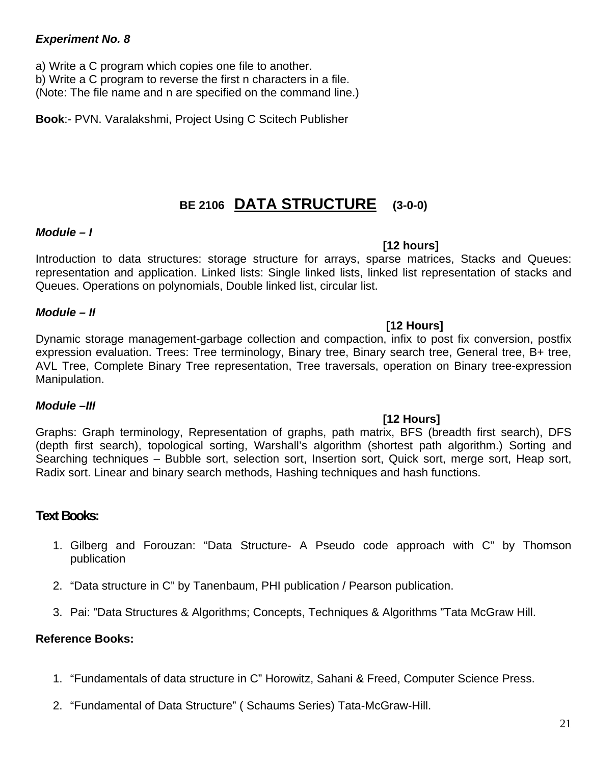***Experiment No. 8***

a) Write a C program which copies one file to another.
b) Write a C program to reverse the first n characters in a file.
(Note: The file name and n are specified on the command line.)

**Book**:- PVN. Varalakshmi, Project Using C Scitech Publisher

## BE 2106 DATA STRUCTURE (3-0-0)

***Module – I***

**[12 hours]**

Introduction to data structures: storage structure for arrays, sparse matrices, Stacks and Queues: representation and application. Linked lists: Single linked lists, linked list representation of stacks and Queues. Operations on polynomials, Double linked list, circular list.

***Module – II***

**[12 Hours]**

Dynamic storage management-garbage collection and compaction, infix to post fix conversion, postfix expression evaluation. Trees: Tree terminology, Binary tree, Binary search tree, General tree, B+ tree, AVL Tree, Complete Binary Tree representation, Tree traversals, operation on Binary tree-expression Manipulation.

***Module –III***

**[12 Hours]**

Graphs: Graph terminology, Representation of graphs, path matrix, BFS (breadth first search), DFS (depth first search), topological sorting, Warshall's algorithm (shortest path algorithm.) Sorting and Searching techniques – Bubble sort, selection sort, Insertion sort, Quick sort, merge sort, Heap sort, Radix sort. Linear and binary search methods, Hashing techniques and hash functions.

### Text Books:

1. Gilberg and Forouzan: "Data Structure- A Pseudo code approach with C" by Thomson publication
2. "Data structure in C" by Tanenbaum, PHI publication / Pearson publication.
3. Pai: "Data Structures & Algorithms; Concepts, Techniques & Algorithms "Tata McGraw Hill.

**Reference Books:**

1. "Fundamentals of data structure in C" Horowitz, Sahani & Freed, Computer Science Press.
2. "Fundamental of Data Structure" ( Schaums Series) Tata-McGraw-Hill.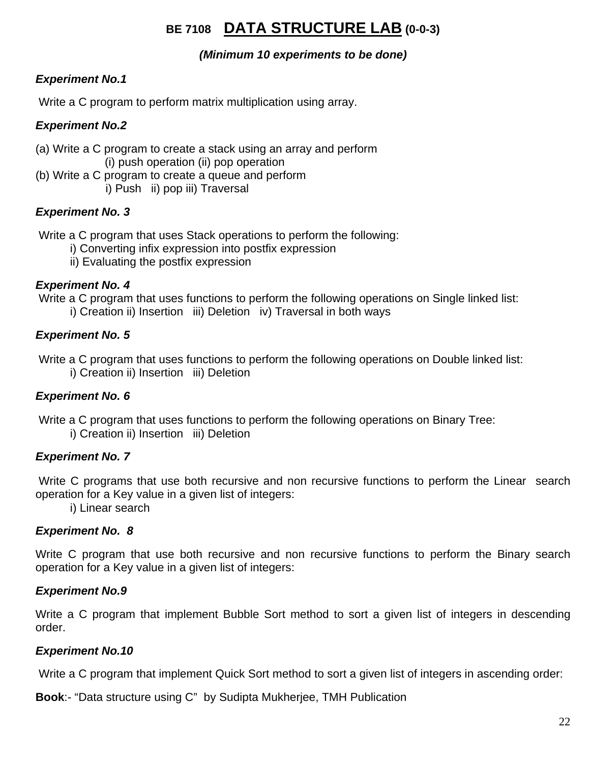# BE 7108 DATA STRUCTURE LAB (0-0-3)

***(Minimum 10 experiments to be done)***

***Experiment No.1***

Write a C program to perform matrix multiplication using array.

***Experiment No.2***

(a) Write a C program to create a stack using an array and perform
    (i) push operation (ii) pop operation
(b) Write a C program to create a queue and perform
    i) Push ii) pop iii) Traversal

***Experiment No. 3***

Write a C program that uses Stack operations to perform the following:
  i) Converting infix expression into postfix expression
  ii) Evaluating the postfix expression

***Experiment No. 4***

Write a C program that uses functions to perform the following operations on Single linked list:
  i) Creation ii) Insertion iii) Deletion iv) Traversal in both ways

***Experiment No. 5***

Write a C program that uses functions to perform the following operations on Double linked list:
  i) Creation ii) Insertion iii) Deletion

***Experiment No. 6***

Write a C program that uses functions to perform the following operations on Binary Tree:
  i) Creation ii) Insertion iii) Deletion

***Experiment No. 7***

Write C programs that use both recursive and non recursive functions to perform the Linear search operation for a Key value in a given list of integers:
  i) Linear search

***Experiment No. 8***

Write C program that use both recursive and non recursive functions to perform the Binary search operation for a Key value in a given list of integers:

***Experiment No.9***

Write a C program that implement Bubble Sort method to sort a given list of integers in descending order.

***Experiment No.10***

Write a C program that implement Quick Sort method to sort a given list of integers in ascending order:

**Book**:- "Data structure using C" by Sudipta Mukherjee, TMH Publication